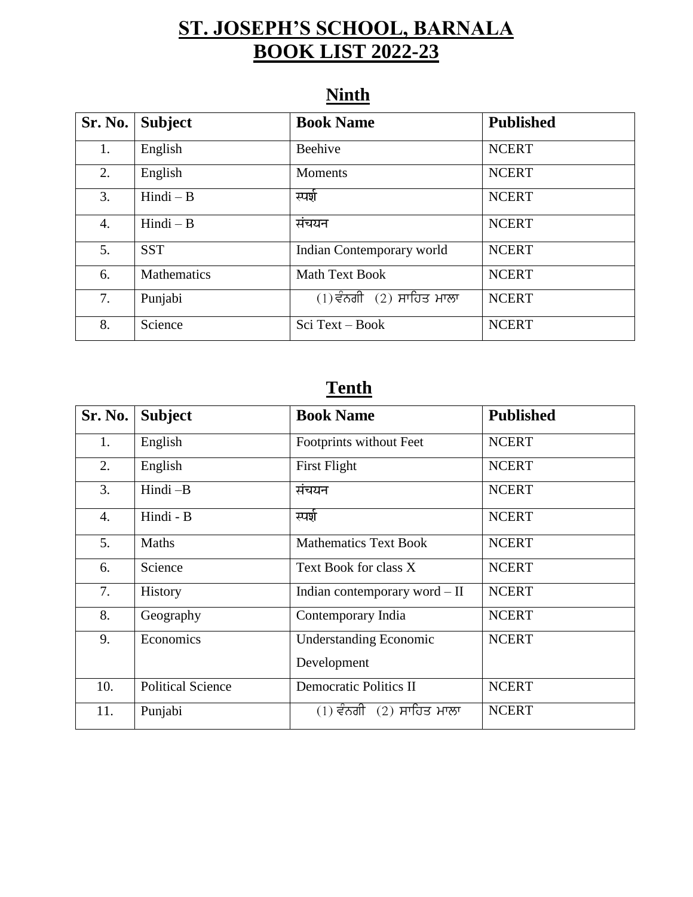# ST. JOSEPH'S SCHOOL, BARNALA
# BOOK LIST 2022-23

## Ninth

| Sr. No. | Subject | Book Name | Published |
|---|---|---|---|
| 1. | English | Beehive | NCERT |
| 2. | English | Moments | NCERT |
| 3. | Hindi – B | स्पर्श | NCERT |
| 4. | Hindi – B | संचयन | NCERT |
| 5. | SST | Indian Contemporary world | NCERT |
| 6. | Mathematics | Math Text Book | NCERT |
| 7. | Punjabi | (1) ਵੰਨਗੀ (2) ਸਾਹਿਤ ਮਾਲਾ | NCERT |
| 8. | Science | Sci Text – Book | NCERT |

## Tenth

| Sr. No. | Subject | Book Name | Published |
|---|---|---|---|
| 1. | English | Footprints without Feet | NCERT |
| 2. | English | First Flight | NCERT |
| 3. | Hindi –B | संचयन | NCERT |
| 4. | Hindi - B | स्पर्श | NCERT |
| 5. | Maths | Mathematics Text Book | NCERT |
| 6. | Science | Text Book for class X | NCERT |
| 7. | History | Indian contemporary word – II | NCERT |
| 8. | Geography | Contemporary India | NCERT |
| 9. | Economics | Understanding Economic Development | NCERT |
| 10. | Political Science | Democratic Politics II | NCERT |
| 11. | Punjabi | (1) ਵੰਨਗੀ (2) ਸਾਹਿਤ ਮਾਲਾ | NCERT |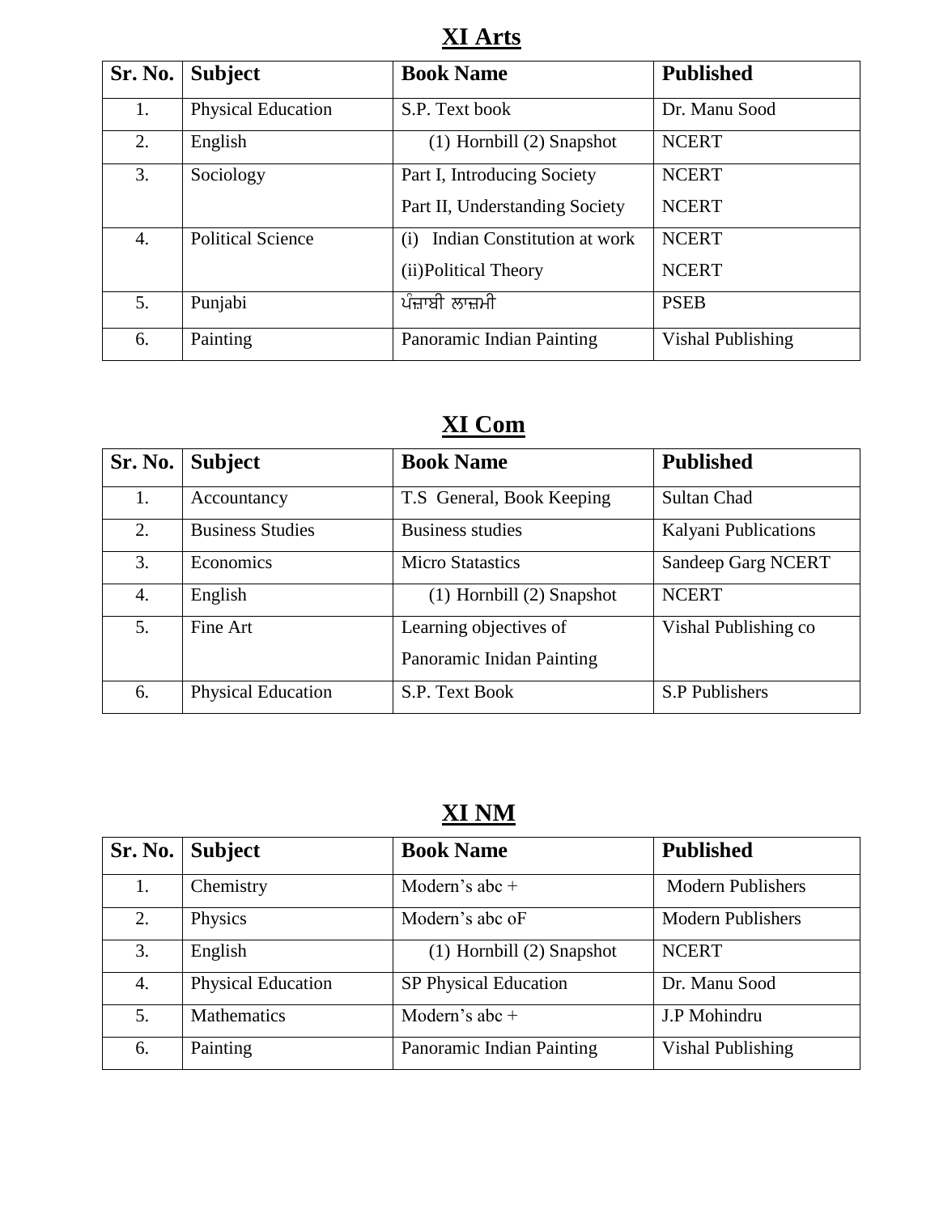## XI Arts

| Sr. No. | Subject | Book Name | Published |
|---|---|---|---|
| 1. | Physical Education | S.P. Text book | Dr. Manu Sood |
| 2. | English | (1) Hornbill (2) Snapshot | NCERT |
| 3. | Sociology | Part I, Introducing Society<br>Part II, Understanding Society | NCERT<br>NCERT |
| 4. | Political Science | (i) Indian Constitution at work<br>(ii)Political Theory | NCERT<br>NCERT |
| 5. | Punjabi | ਪੰਜਾਬੀ ਲਾਜ਼ਮੀ | PSEB |
| 6. | Painting | Panoramic Indian Painting | Vishal Publishing |

## XI Com

| Sr. No. | Subject | Book Name | Published |
|---|---|---|---|
| 1. | Accountancy | T.S General, Book Keeping | Sultan Chad |
| 2. | Business Studies | Business studies | Kalyani Publications |
| 3. | Economics | Micro Statastics | Sandeep Garg NCERT |
| 4. | English | (1) Hornbill (2) Snapshot | NCERT |
| 5. | Fine Art | Learning objectives of<br>Panoramic Inidan Painting | Vishal Publishing co |
| 6. | Physical Education | S.P. Text Book | S.P Publishers |

## XI NM

| Sr. No. | Subject | Book Name | Published |
|---|---|---|---|
| 1. | Chemistry | Modern's abc + | Modern Publishers |
| 2. | Physics | Modern's abc oF | Modern Publishers |
| 3. | English | (1) Hornbill (2) Snapshot | NCERT |
| 4. | Physical Education | SP Physical Education | Dr. Manu Sood |
| 5. | Mathematics | Modern's abc + | J.P Mohindru |
| 6. | Painting | Panoramic Indian Painting | Vishal Publishing |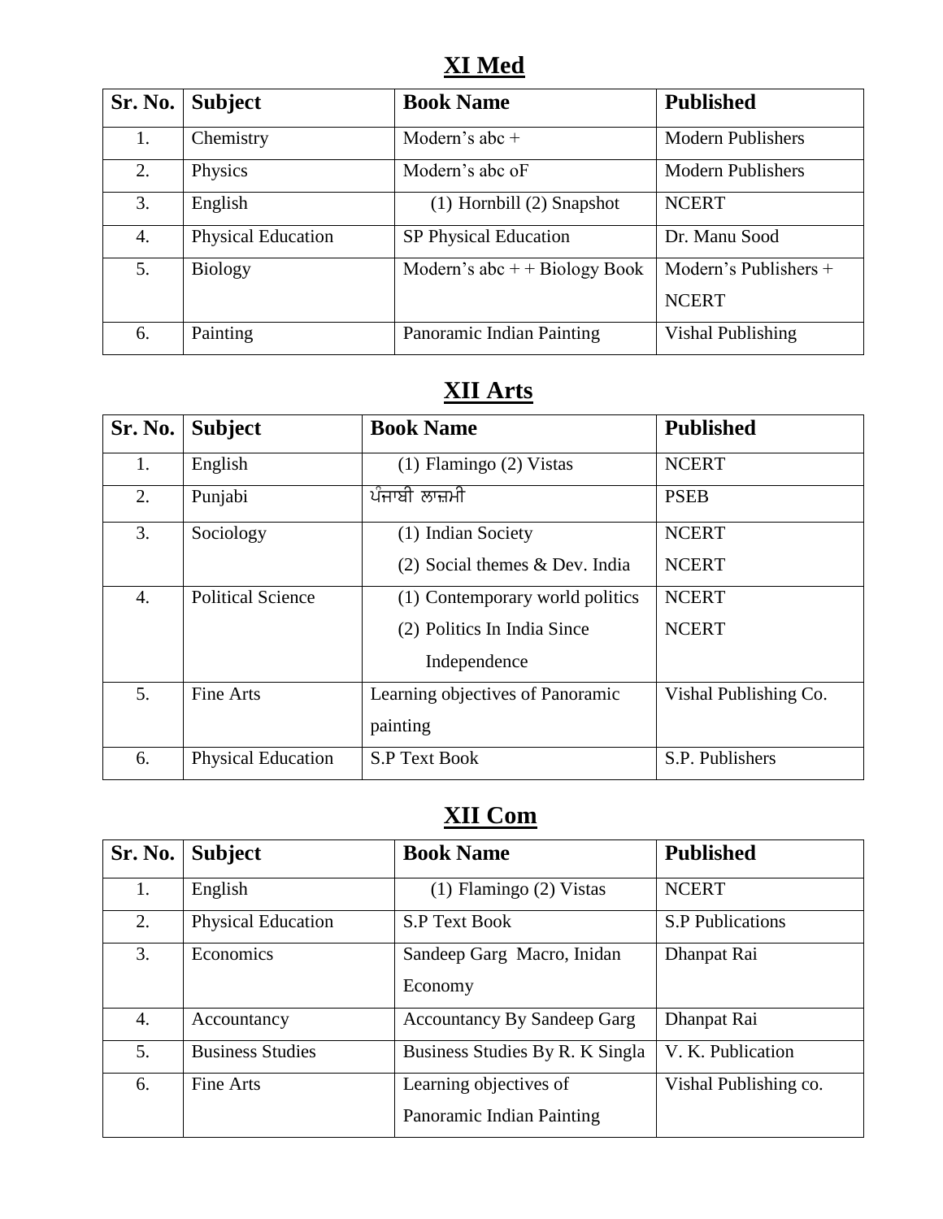# XI Med

| Sr. No. | Subject | Book Name | Published |
|---|---|---|---|
| 1. | Chemistry | Modern's abc + | Modern Publishers |
| 2. | Physics | Modern's abc oF | Modern Publishers |
| 3. | English | (1) Hornbill (2) Snapshot | NCERT |
| 4. | Physical Education | SP Physical Education | Dr. Manu Sood |
| 5. | Biology | Modern's abc + + Biology Book | Modern's Publishers + NCERT |
| 6. | Painting | Panoramic Indian Painting | Vishal Publishing |

# XII Arts

| Sr. No. | Subject | Book Name | Published |
|---|---|---|---|
| 1. | English | (1) Flamingo (2) Vistas | NCERT |
| 2. | Punjabi | ਪੰਜਾਬੀ ਲਾਜ਼ਮੀ | PSEB |
| 3. | Sociology | (1) Indian Society<br>(2) Social themes & Dev. India | NCERT<br>NCERT |
| 4. | Political Science | (1) Contemporary world politics<br>(2) Politics In India Since Independence | NCERT<br>NCERT |
| 5. | Fine Arts | Learning objectives of Panoramic painting | Vishal Publishing Co. |
| 6. | Physical Education | S.P Text Book | S.P. Publishers |

# XII Com

| Sr. No. | Subject | Book Name | Published |
|---|---|---|---|
| 1. | English | (1) Flamingo (2) Vistas | NCERT |
| 2. | Physical Education | S.P Text Book | S.P Publications |
| 3. | Economics | Sandeep Garg Macro, Inidan Economy | Dhanpat Rai |
| 4. | Accountancy | Accountancy By Sandeep Garg | Dhanpat Rai |
| 5. | Business Studies | Business Studies By R. K Singla | V. K. Publication |
| 6. | Fine Arts | Learning objectives of Panoramic Indian Painting | Vishal Publishing co. |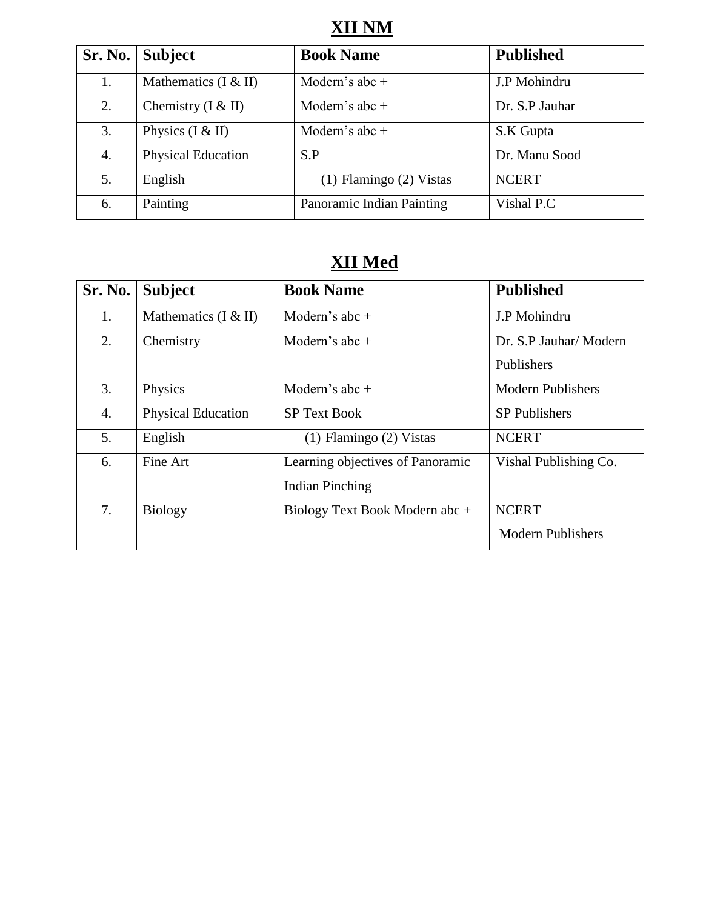# XII NM

| Sr. No. | Subject | Book Name | Published |
|---|---|---|---|
| 1. | Mathematics (I & II) | Modern's abc + | J.P Mohindru |
| 2. | Chemistry (I & II) | Modern's abc + | Dr. S.P Jauhar |
| 3. | Physics (I & II) | Modern's abc + | S.K Gupta |
| 4. | Physical Education | S.P | Dr. Manu Sood |
| 5. | English | (1) Flamingo (2) Vistas | NCERT |
| 6. | Painting | Panoramic Indian Painting | Vishal P.C |

# XII Med

| Sr. No. | Subject | Book Name | Published |
|---|---|---|---|
| 1. | Mathematics (I & II) | Modern's abc + | J.P Mohindru |
| 2. | Chemistry | Modern's abc + | Dr. S.P Jauhar/ Modern Publishers |
| 3. | Physics | Modern's abc + | Modern Publishers |
| 4. | Physical Education | SP Text Book | SP Publishers |
| 5. | English | (1) Flamingo (2) Vistas | NCERT |
| 6. | Fine Art | Learning objectives of Panoramic Indian Pinching | Vishal Publishing Co. |
| 7. | Biology | Biology Text Book Modern abc + | NCERT Modern Publishers |